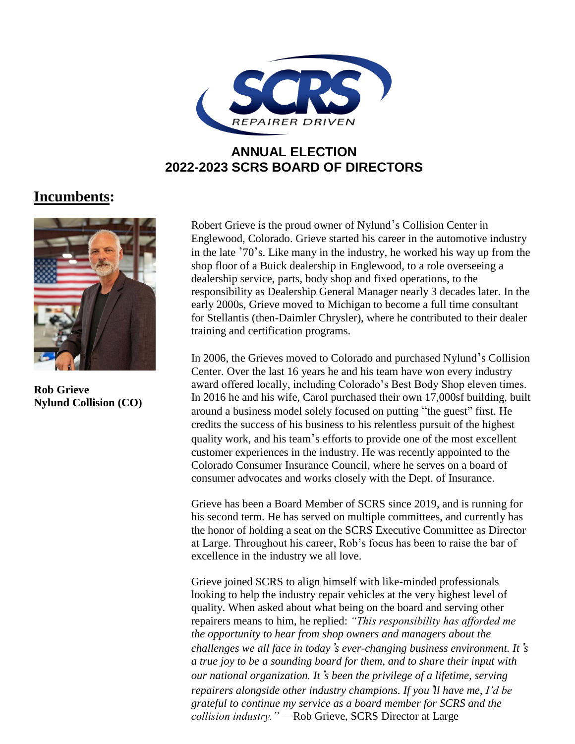# ANNUAL ELECTION
# 2022-2023 SCRS BOARD OF DIRECTORS

## Incumbents:

**Rob Grieve**
**Nylund Collision (CO)**

Robert Grieve is the proud owner of Nylund's Collision Center in Englewood, Colorado. Grieve started his career in the automotive industry in the late '70's. Like many in the industry, he worked his way up from the shop floor of a Buick dealership in Englewood, to a role overseeing a dealership service, parts, body shop and fixed operations, to the responsibility as Dealership General Manager nearly 3 decades later. In the early 2000s, Grieve moved to Michigan to become a full time consultant for Stellantis (then-Daimler Chrysler), where he contributed to their dealer training and certification programs.

In 2006, the Grieves moved to Colorado and purchased Nylund's Collision Center. Over the last 16 years he and his team have won every industry award offered locally, including Colorado's Best Body Shop eleven times. In 2016 he and his wife, Carol purchased their own 17,000sf building, built around a business model solely focused on putting "the guest" first. He credits the success of his business to his relentless pursuit of the highest quality work, and his team's efforts to provide one of the most excellent customer experiences in the industry. He was recently appointed to the Colorado Consumer Insurance Council, where he serves on a board of consumer advocates and works closely with the Dept. of Insurance.

Grieve has been a Board Member of SCRS since 2019, and is running for his second term. He has served on multiple committees, and currently has the honor of holding a seat on the SCRS Executive Committee as Director at Large. Throughout his career, Rob's focus has been to raise the bar of excellence in the industry we all love.

Grieve joined SCRS to align himself with like-minded professionals looking to help the industry repair vehicles at the very highest level of quality. When asked about what being on the board and serving other repairers means to him, he replied: *"This responsibility has afforded me the opportunity to hear from shop owners and managers about the challenges we all face in today's ever-changing business environment. It's a true joy to be a sounding board for them, and to share their input with our national organization. It's been the privilege of a lifetime, serving repairers alongside other industry champions. If you'll have me, I'd be grateful to continue my service as a board member for SCRS and the collision industry."* —Rob Grieve, SCRS Director at Large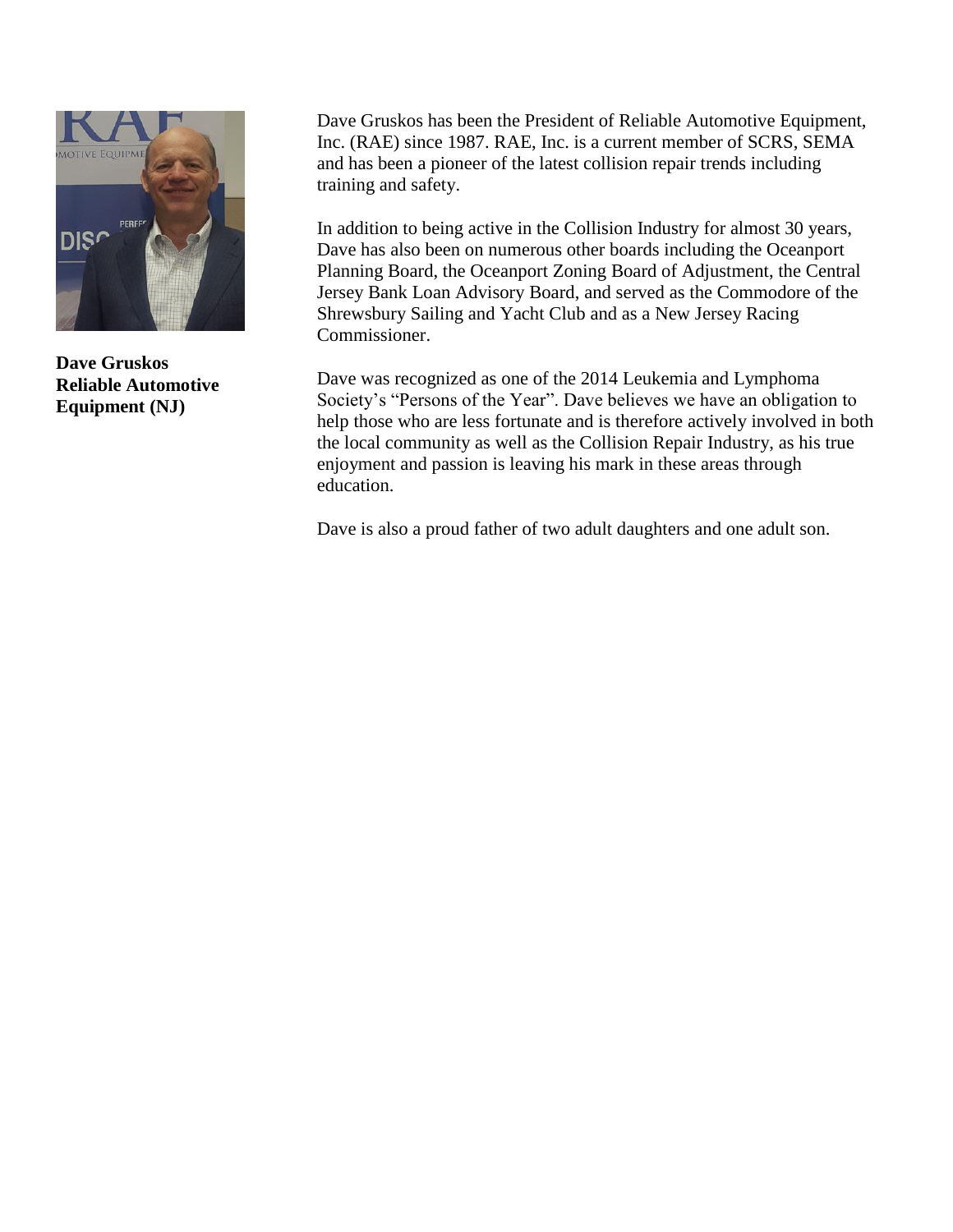**Dave Gruskos**
**Reliable Automotive Equipment (NJ)**

Dave Gruskos has been the President of Reliable Automotive Equipment, Inc. (RAE) since 1987. RAE, Inc. is a current member of SCRS, SEMA and has been a pioneer of the latest collision repair trends including training and safety.

In addition to being active in the Collision Industry for almost 30 years, Dave has also been on numerous other boards including the Oceanport Planning Board, the Oceanport Zoning Board of Adjustment, the Central Jersey Bank Loan Advisory Board, and served as the Commodore of the Shrewsbury Sailing and Yacht Club and as a New Jersey Racing Commissioner.

Dave was recognized as one of the 2014 Leukemia and Lymphoma Society's "Persons of the Year". Dave believes we have an obligation to help those who are less fortunate and is therefore actively involved in both the local community as well as the Collision Repair Industry, as his true enjoyment and passion is leaving his mark in these areas through education.

Dave is also a proud father of two adult daughters and one adult son.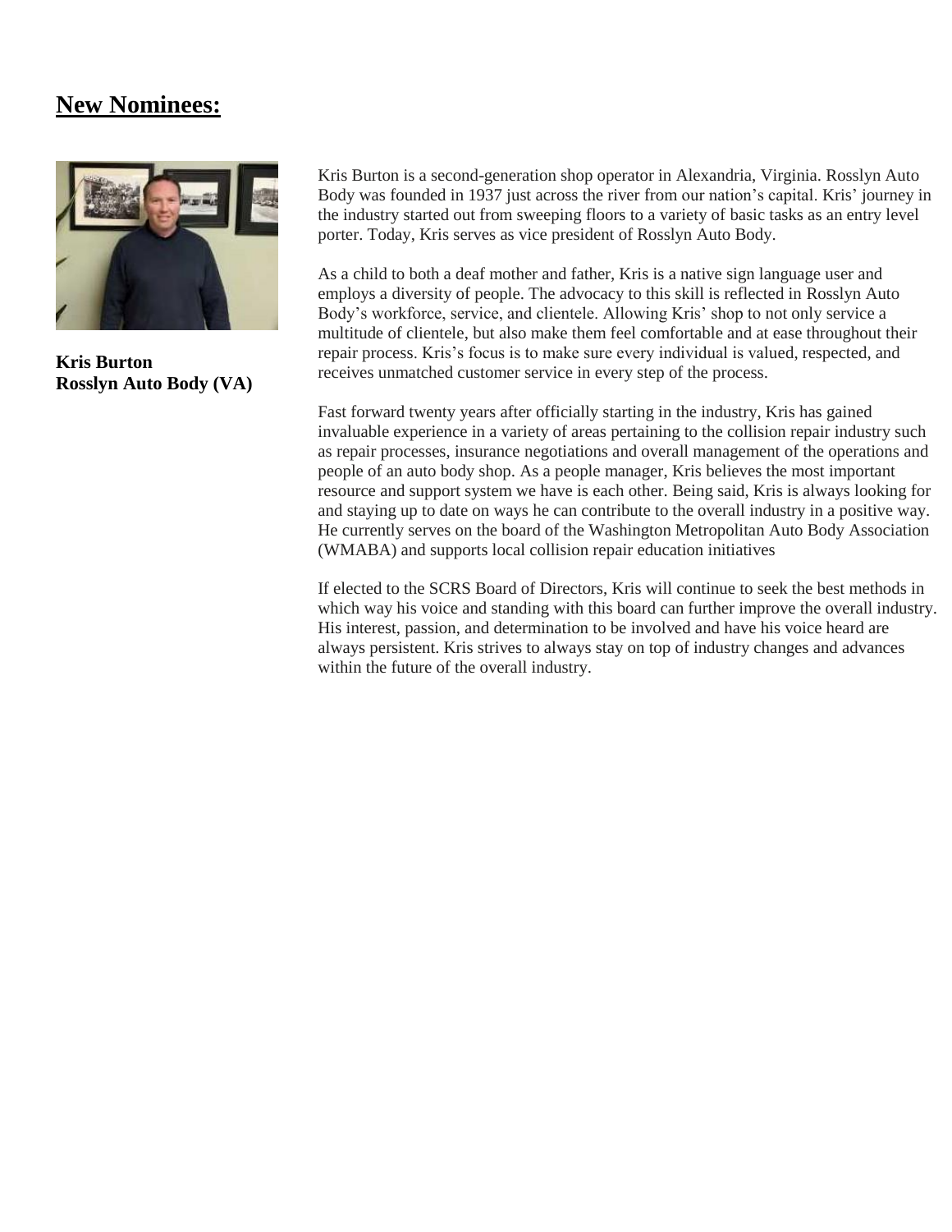## New Nominees:

**Kris Burton**
**Rosslyn Auto Body (VA)**

Kris Burton is a second-generation shop operator in Alexandria, Virginia. Rosslyn Auto Body was founded in 1937 just across the river from our nation's capital. Kris' journey in the industry started out from sweeping floors to a variety of basic tasks as an entry level porter. Today, Kris serves as vice president of Rosslyn Auto Body.

As a child to both a deaf mother and father, Kris is a native sign language user and employs a diversity of people. The advocacy to this skill is reflected in Rosslyn Auto Body's workforce, service, and clientele. Allowing Kris' shop to not only service a multitude of clientele, but also make them feel comfortable and at ease throughout their repair process. Kris's focus is to make sure every individual is valued, respected, and receives unmatched customer service in every step of the process.

Fast forward twenty years after officially starting in the industry, Kris has gained invaluable experience in a variety of areas pertaining to the collision repair industry such as repair processes, insurance negotiations and overall management of the operations and people of an auto body shop. As a people manager, Kris believes the most important resource and support system we have is each other. Being said, Kris is always looking for and staying up to date on ways he can contribute to the overall industry in a positive way. He currently serves on the board of the Washington Metropolitan Auto Body Association (WMABA) and supports local collision repair education initiatives

If elected to the SCRS Board of Directors, Kris will continue to seek the best methods in which way his voice and standing with this board can further improve the overall industry. His interest, passion, and determination to be involved and have his voice heard are always persistent. Kris strives to always stay on top of industry changes and advances within the future of the overall industry.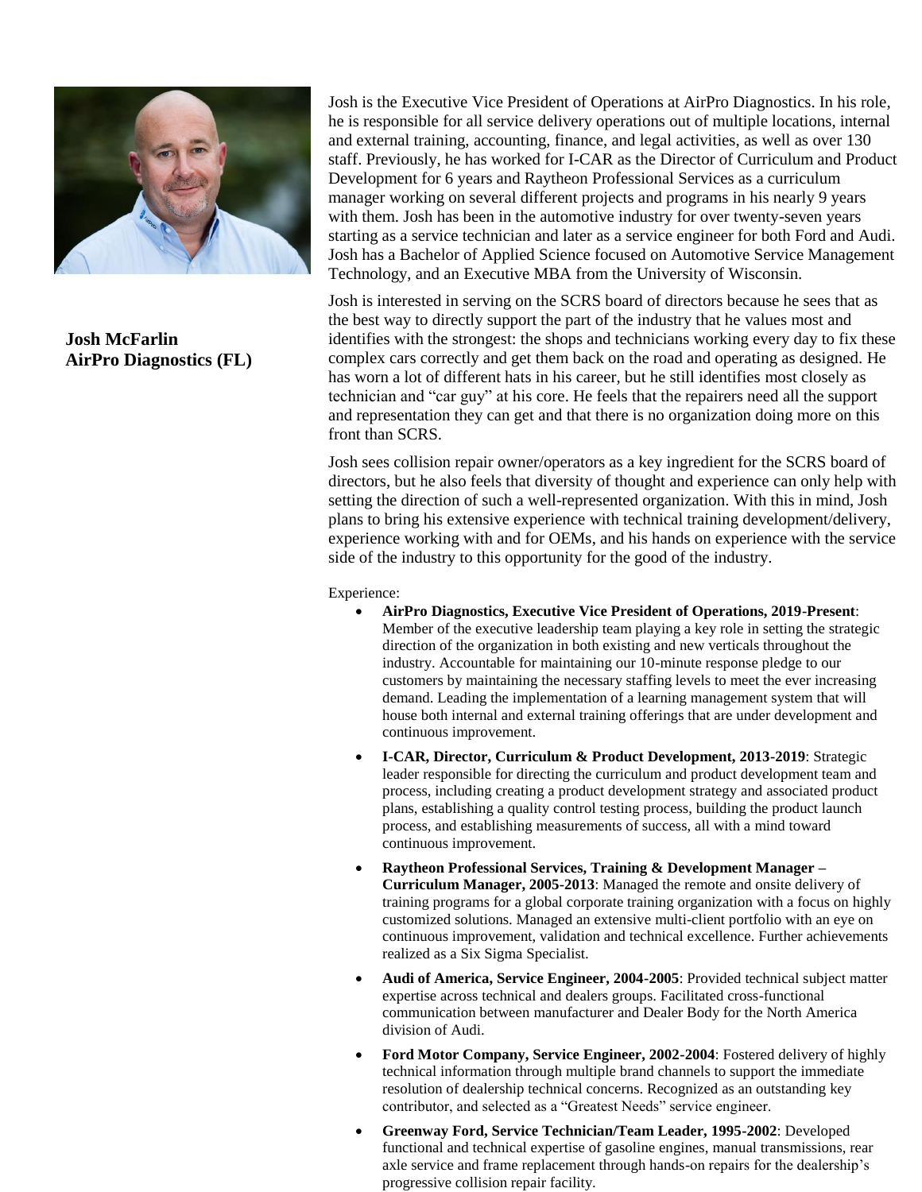**Josh McFarlin**
**AirPro Diagnostics (FL)**

Josh is the Executive Vice President of Operations at AirPro Diagnostics. In his role, he is responsible for all service delivery operations out of multiple locations, internal and external training, accounting, finance, and legal activities, as well as over 130 staff. Previously, he has worked for I-CAR as the Director of Curriculum and Product Development for 6 years and Raytheon Professional Services as a curriculum manager working on several different projects and programs in his nearly 9 years with them. Josh has been in the automotive industry for over twenty-seven years starting as a service technician and later as a service engineer for both Ford and Audi. Josh has a Bachelor of Applied Science focused on Automotive Service Management Technology, and an Executive MBA from the University of Wisconsin.

Josh is interested in serving on the SCRS board of directors because he sees that as the best way to directly support the part of the industry that he values most and identifies with the strongest: the shops and technicians working every day to fix these complex cars correctly and get them back on the road and operating as designed. He has worn a lot of different hats in his career, but he still identifies most closely as technician and "car guy" at his core. He feels that the repairers need all the support and representation they can get and that there is no organization doing more on this front than SCRS.

Josh sees collision repair owner/operators as a key ingredient for the SCRS board of directors, but he also feels that diversity of thought and experience can only help with setting the direction of such a well-represented organization. With this in mind, Josh plans to bring his extensive experience with technical training development/delivery, experience working with and for OEMs, and his hands on experience with the service side of the industry to this opportunity for the good of the industry.

Experience:

- **AirPro Diagnostics, Executive Vice President of Operations, 2019-Present**: Member of the executive leadership team playing a key role in setting the strategic direction of the organization in both existing and new verticals throughout the industry. Accountable for maintaining our 10-minute response pledge to our customers by maintaining the necessary staffing levels to meet the ever increasing demand. Leading the implementation of a learning management system that will house both internal and external training offerings that are under development and continuous improvement.
- **I-CAR, Director, Curriculum & Product Development, 2013-2019**: Strategic leader responsible for directing the curriculum and product development team and process, including creating a product development strategy and associated product plans, establishing a quality control testing process, building the product launch process, and establishing measurements of success, all with a mind toward continuous improvement.
- **Raytheon Professional Services, Training & Development Manager – Curriculum Manager, 2005-2013**: Managed the remote and onsite delivery of training programs for a global corporate training organization with a focus on highly customized solutions. Managed an extensive multi-client portfolio with an eye on continuous improvement, validation and technical excellence. Further achievements realized as a Six Sigma Specialist.
- **Audi of America, Service Engineer, 2004-2005**: Provided technical subject matter expertise across technical and dealers groups. Facilitated cross-functional communication between manufacturer and Dealer Body for the North America division of Audi.
- **Ford Motor Company, Service Engineer, 2002-2004**: Fostered delivery of highly technical information through multiple brand channels to support the immediate resolution of dealership technical concerns. Recognized as an outstanding key contributor, and selected as a "Greatest Needs" service engineer.
- **Greenway Ford, Service Technician/Team Leader, 1995-2002**: Developed functional and technical expertise of gasoline engines, manual transmissions, rear axle service and frame replacement through hands-on repairs for the dealership's progressive collision repair facility.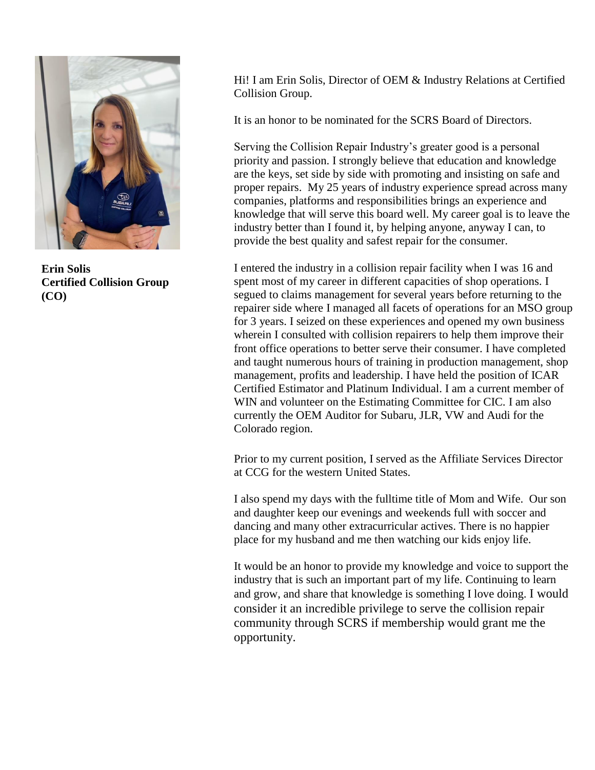**Erin Solis**
**Certified Collision Group (CO)**

Hi! I am Erin Solis, Director of OEM & Industry Relations at Certified Collision Group.

It is an honor to be nominated for the SCRS Board of Directors.

Serving the Collision Repair Industry's greater good is a personal priority and passion. I strongly believe that education and knowledge are the keys, set side by side with promoting and insisting on safe and proper repairs. My 25 years of industry experience spread across many companies, platforms and responsibilities brings an experience and knowledge that will serve this board well. My career goal is to leave the industry better than I found it, by helping anyone, anyway I can, to provide the best quality and safest repair for the consumer.

I entered the industry in a collision repair facility when I was 16 and spent most of my career in different capacities of shop operations. I segued to claims management for several years before returning to the repairer side where I managed all facets of operations for an MSO group for 3 years. I seized on these experiences and opened my own business wherein I consulted with collision repairers to help them improve their front office operations to better serve their consumer. I have completed and taught numerous hours of training in production management, shop management, profits and leadership. I have held the position of ICAR Certified Estimator and Platinum Individual. I am a current member of WIN and volunteer on the Estimating Committee for CIC. I am also currently the OEM Auditor for Subaru, JLR, VW and Audi for the Colorado region.

Prior to my current position, I served as the Affiliate Services Director at CCG for the western United States.

I also spend my days with the fulltime title of Mom and Wife. Our son and daughter keep our evenings and weekends full with soccer and dancing and many other extracurricular actives. There is no happier place for my husband and me then watching our kids enjoy life.

It would be an honor to provide my knowledge and voice to support the industry that is such an important part of my life. Continuing to learn and grow, and share that knowledge is something I love doing. I would consider it an incredible privilege to serve the collision repair community through SCRS if membership would grant me the opportunity.